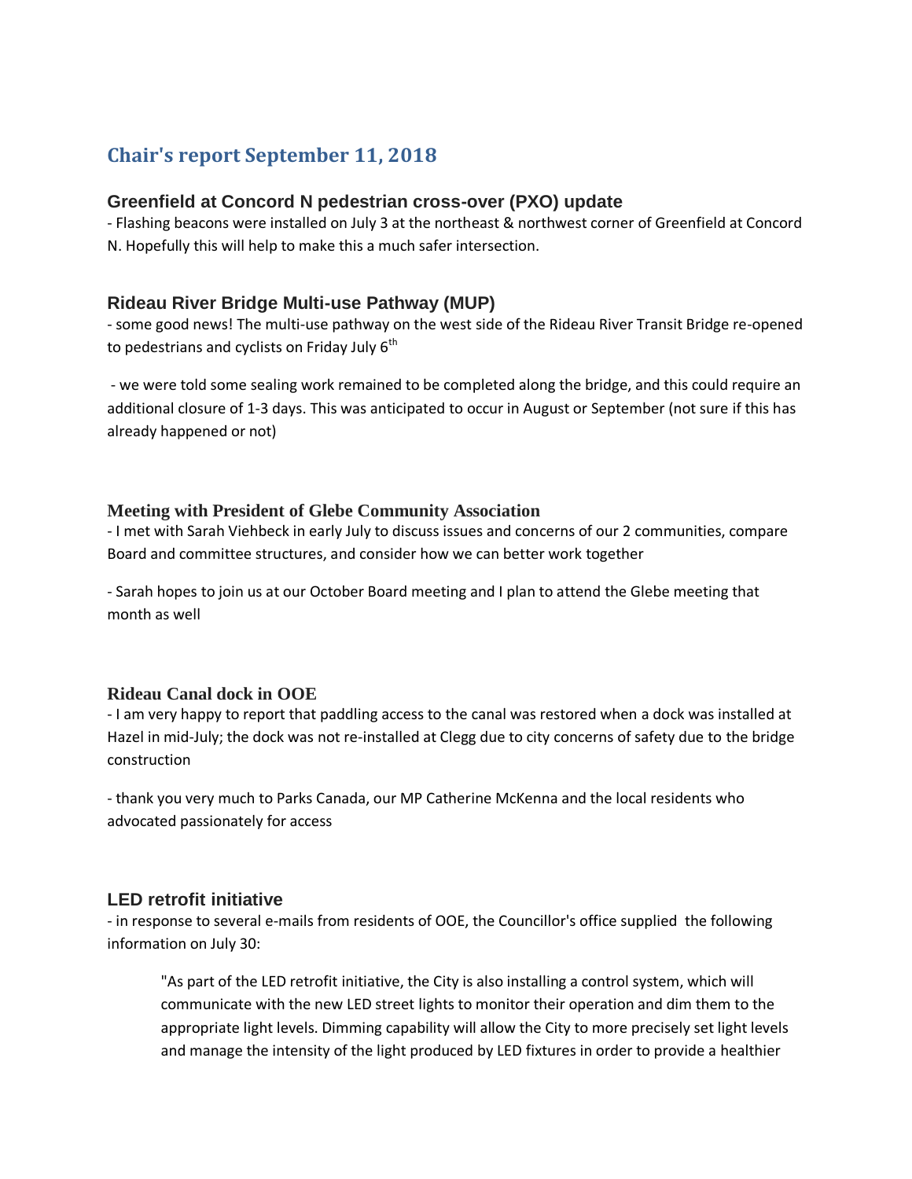# Chair's report September 11, 2018

## Greenfield at Concord N pedestrian cross-over (PXO) update

- Flashing beacons were installed on July 3 at the northeast & northwest corner of Greenfield at Concord N. Hopefully this will help to make this a much safer intersection.

## Rideau River Bridge Multi-use Pathway (MUP)

- some good news! The multi-use pathway on the west side of the Rideau River Transit Bridge re-opened to pedestrians and cyclists on Friday July 6th

- we were told some sealing work remained to be completed along the bridge, and this could require an additional closure of 1-3 days. This was anticipated to occur in August or September (not sure if this has already happened or not)

## Meeting with President of Glebe Community Association

- I met with Sarah Viehbeck in early July to discuss issues and concerns of our 2 communities, compare Board and committee structures, and consider how we can better work together

- Sarah hopes to join us at our October Board meeting and I plan to attend the Glebe meeting that month as well

## Rideau Canal dock in OOE

- I am very happy to report that paddling access to the canal was restored when a dock was installed at Hazel in mid-July; the dock was not re-installed at Clegg due to city concerns of safety due to the bridge construction

- thank you very much to Parks Canada, our MP Catherine McKenna and the local residents who advocated passionately for access

## LED retrofit initiative

- in response to several e-mails from residents of OOE, the Councillor's office supplied the following information on July 30:

> "As part of the LED retrofit initiative, the City is also installing a control system, which will communicate with the new LED street lights to monitor their operation and dim them to the appropriate light levels. Dimming capability will allow the City to more precisely set light levels and manage the intensity of the light produced by LED fixtures in order to provide a healthier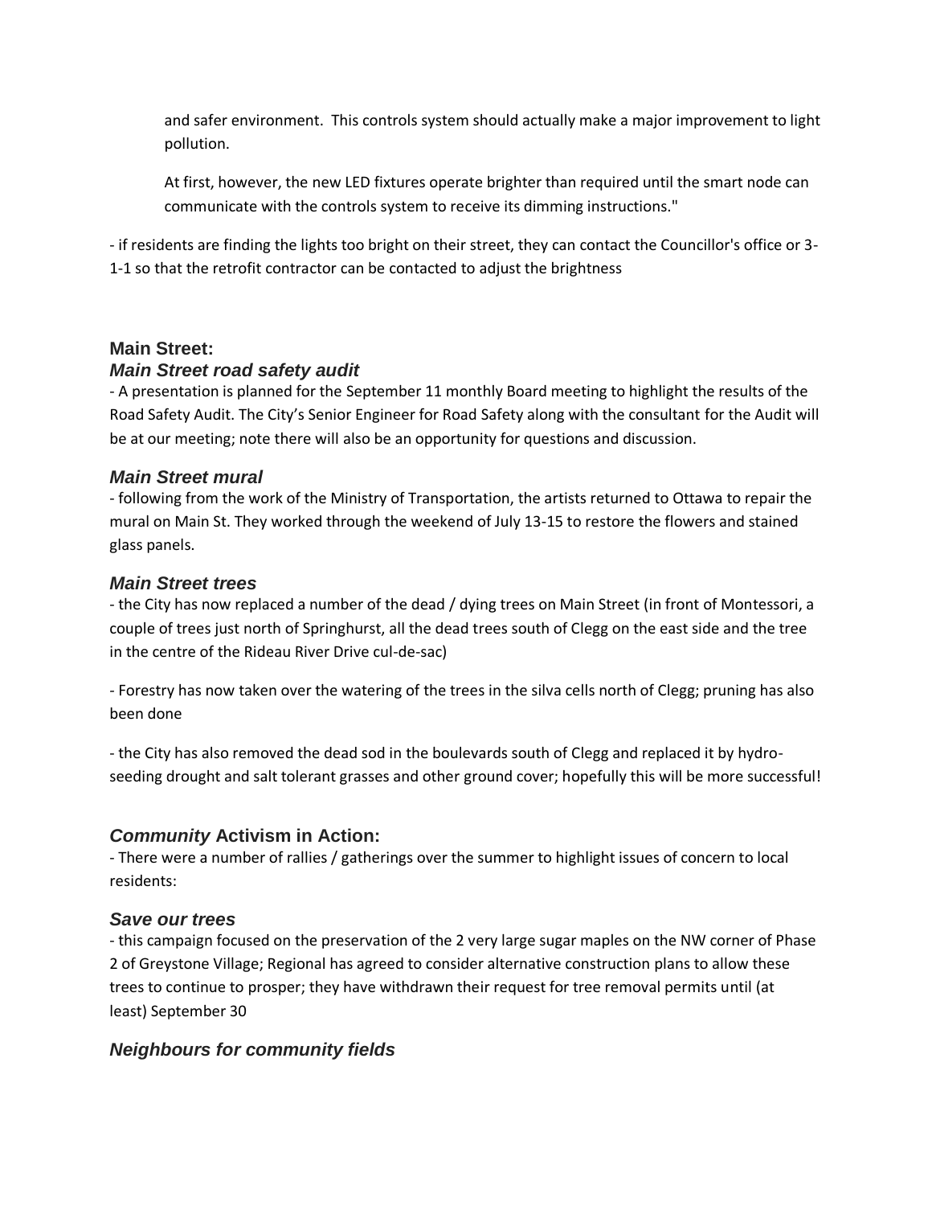> and safer environment. This controls system should actually make a major improvement to light pollution.
>
> At first, however, the new LED fixtures operate brighter than required until the smart node can communicate with the controls system to receive its dimming instructions."

- if residents are finding the lights too bright on their street, they can contact the Councillor's office or 3-1-1 so that the retrofit contractor can be contacted to adjust the brightness

## Main Street:

### *Main Street road safety audit*

- A presentation is planned for the September 11 monthly Board meeting to highlight the results of the Road Safety Audit. The City's Senior Engineer for Road Safety along with the consultant for the Audit will be at our meeting; note there will also be an opportunity for questions and discussion.

### *Main Street mural*

- following from the work of the Ministry of Transportation, the artists returned to Ottawa to repair the mural on Main St. They worked through the weekend of July 13-15 to restore the flowers and stained glass panels.

### *Main Street trees*

- the City has now replaced a number of the dead / dying trees on Main Street (in front of Montessori, a couple of trees just north of Springhurst, all the dead trees south of Clegg on the east side and the tree in the centre of the Rideau River Drive cul-de-sac)

- Forestry has now taken over the watering of the trees in the silva cells north of Clegg; pruning has also been done

- the City has also removed the dead sod in the boulevards south of Clegg and replaced it by hydro-seeding drought and salt tolerant grasses and other ground cover; hopefully this will be more successful!

## *Community* Activism in Action:

- There were a number of rallies / gatherings over the summer to highlight issues of concern to local residents:

### *Save our trees*

- this campaign focused on the preservation of the 2 very large sugar maples on the NW corner of Phase 2 of Greystone Village; Regional has agreed to consider alternative construction plans to allow these trees to continue to prosper; they have withdrawn their request for tree removal permits until (at least) September 30

### *Neighbours for community fields*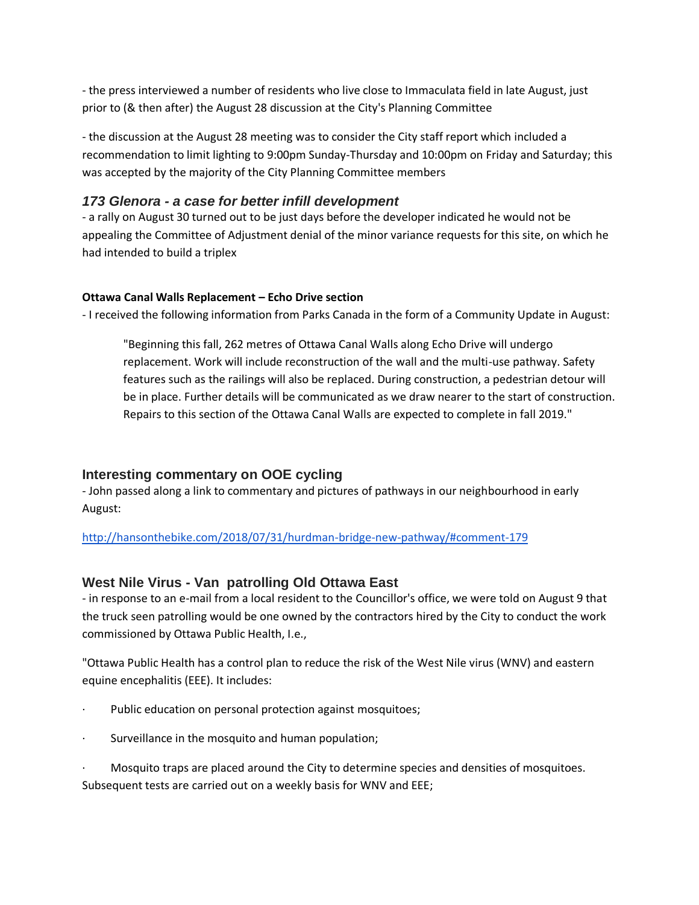- the press interviewed a number of residents who live close to Immaculata field in late August, just prior to (& then after) the August 28 discussion at the City's Planning Committee

- the discussion at the August 28 meeting was to consider the City staff report which included a recommendation to limit lighting to 9:00pm Sunday-Thursday and 10:00pm on Friday and Saturday; this was accepted by the majority of the City Planning Committee members

### *173 Glenora - a case for better infill development*

- a rally on August 30 turned out to be just days before the developer indicated he would not be appealing the Committee of Adjustment denial of the minor variance requests for this site, on which he had intended to build a triplex

**Ottawa Canal Walls Replacement – Echo Drive section**

- I received the following information from Parks Canada in the form of a Community Update in August:

> "Beginning this fall, 262 metres of Ottawa Canal Walls along Echo Drive will undergo replacement. Work will include reconstruction of the wall and the multi-use pathway. Safety features such as the railings will also be replaced. During construction, a pedestrian detour will be in place. Further details will be communicated as we draw nearer to the start of construction. Repairs to this section of the Ottawa Canal Walls are expected to complete in fall 2019."

### Interesting commentary on OOE cycling

- John passed along a link to commentary and pictures of pathways in our neighbourhood in early August:

http://hansonthebike.com/2018/07/31/hurdman-bridge-new-pathway/#comment-179

### West Nile Virus - Van patrolling Old Ottawa East

- in response to an e-mail from a local resident to the Councillor's office, we were told on August 9 that the truck seen patrolling would be one owned by the contractors hired by the City to conduct the work commissioned by Ottawa Public Health, I.e.,

"Ottawa Public Health has a control plan to reduce the risk of the West Nile virus (WNV) and eastern equine encephalitis (EEE). It includes:

- Public education on personal protection against mosquitoes;
- Surveillance in the mosquito and human population;
- Mosquito traps are placed around the City to determine species and densities of mosquitoes. Subsequent tests are carried out on a weekly basis for WNV and EEE;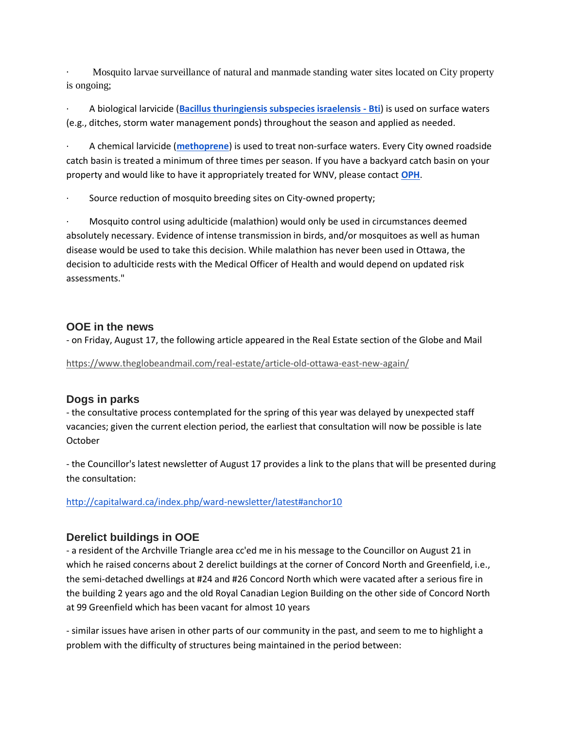- Mosquito larvae surveillance of natural and manmade standing water sites located on City property is ongoing;

- A biological larvicide (**Bacillus thuringiensis subspecies israelensis - Bti**) is used on surface waters (e.g., ditches, storm water management ponds) throughout the season and applied as needed.

- A chemical larvicide (**methoprene**) is used to treat non-surface waters. Every City owned roadside catch basin is treated a minimum of three times per season. If you have a backyard catch basin on your property and would like to have it appropriately treated for WNV, please contact **OPH**.

- Source reduction of mosquito breeding sites on City-owned property;

- Mosquito control using adulticide (malathion) would only be used in circumstances deemed absolutely necessary. Evidence of intense transmission in birds, and/or mosquitoes as well as human disease would be used to take this decision. While malathion has never been used in Ottawa, the decision to adulticide rests with the Medical Officer of Health and would depend on updated risk assessments."

### OOE in the news

- on Friday, August 17, the following article appeared in the Real Estate section of the Globe and Mail

https://www.theglobeandmail.com/real-estate/article-old-ottawa-east-new-again/

### Dogs in parks

- the consultative process contemplated for the spring of this year was delayed by unexpected staff vacancies; given the current election period, the earliest that consultation will now be possible is late October

- the Councillor's latest newsletter of August 17 provides a link to the plans that will be presented during the consultation:

http://capitalward.ca/index.php/ward-newsletter/latest#anchor10

### Derelict buildings in OOE

- a resident of the Archville Triangle area cc'ed me in his message to the Councillor on August 21 in which he raised concerns about 2 derelict buildings at the corner of Concord North and Greenfield, i.e., the semi-detached dwellings at #24 and #26 Concord North which were vacated after a serious fire in the building 2 years ago and the old Royal Canadian Legion Building on the other side of Concord North at 99 Greenfield which has been vacant for almost 10 years

- similar issues have arisen in other parts of our community in the past, and seem to me to highlight a problem with the difficulty of structures being maintained in the period between: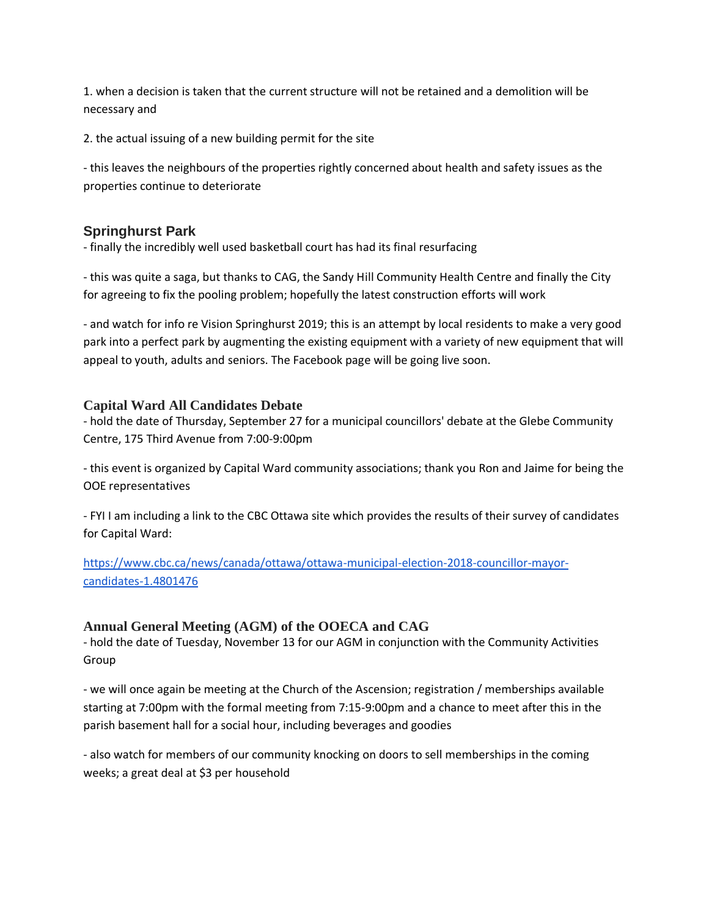1. when a decision is taken that the current structure will not be retained and a demolition will be necessary and

2. the actual issuing of a new building permit for the site

- this leaves the neighbours of the properties rightly concerned about health and safety issues as the properties continue to deteriorate

## Springhurst Park

- finally the incredibly well used basketball court has had its final resurfacing

- this was quite a saga, but thanks to CAG, the Sandy Hill Community Health Centre and finally the City for agreeing to fix the pooling problem; hopefully the latest construction efforts will work

- and watch for info re Vision Springhurst 2019; this is an attempt by local residents to make a very good park into a perfect park by augmenting the existing equipment with a variety of new equipment that will appeal to youth, adults and seniors. The Facebook page will be going live soon.

## Capital Ward All Candidates Debate

- hold the date of Thursday, September 27 for a municipal councillors' debate at the Glebe Community Centre, 175 Third Avenue from 7:00-9:00pm

- this event is organized by Capital Ward community associations; thank you Ron and Jaime for being the OOE representatives

- FYI I am including a link to the CBC Ottawa site which provides the results of their survey of candidates for Capital Ward:

https://www.cbc.ca/news/canada/ottawa/ottawa-municipal-election-2018-councillor-mayor-candidates-1.4801476

## Annual General Meeting (AGM) of the OOECA and CAG

- hold the date of Tuesday, November 13 for our AGM in conjunction with the Community Activities Group

- we will once again be meeting at the Church of the Ascension; registration / memberships available starting at 7:00pm with the formal meeting from 7:15-9:00pm and a chance to meet after this in the parish basement hall for a social hour, including beverages and goodies

- also watch for members of our community knocking on doors to sell memberships in the coming weeks; a great deal at $3 per household